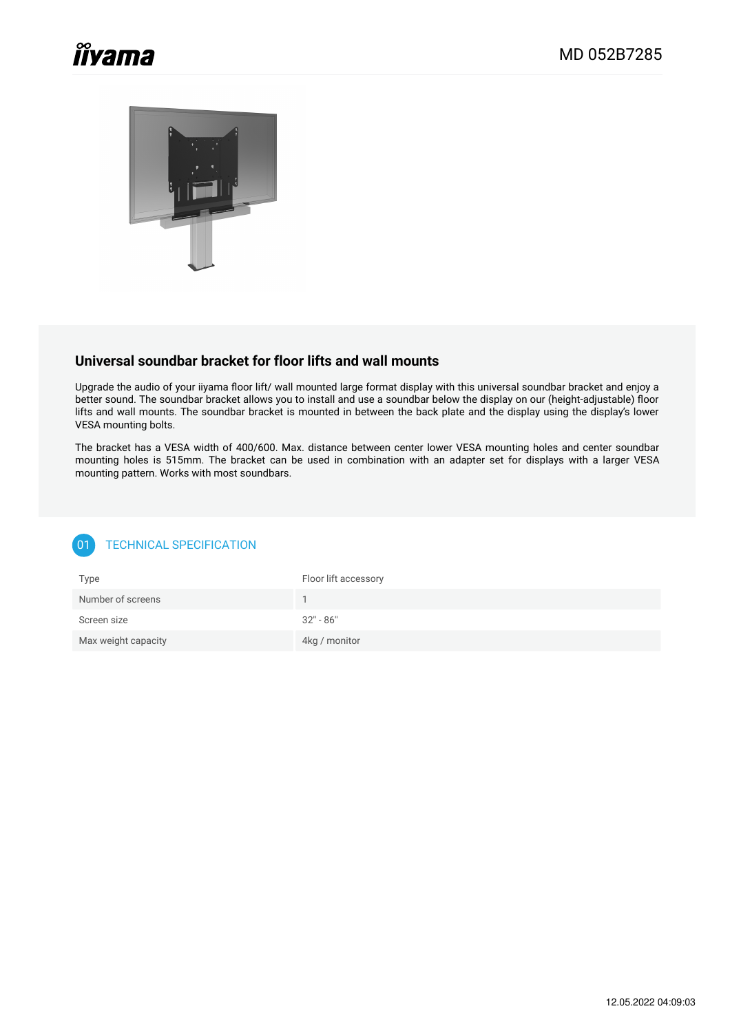iiyama

MD 052B7285

## Universal soundbar bracket for floor lifts and wall mounts

Upgrade the audio of your iiyama floor lift/ wall mounted large format display with this universal soundbar bracket and enjoy a better sound. The soundbar bracket allows you to install and use a soundbar below the display on our (height-adjustable) floor lifts and wall mounts. The soundbar bracket is mounted in between the back plate and the display using the display's lower VESA mounting bolts.

The bracket has a VESA width of 400/600. Max. distance between center lower VESA mounting holes and center soundbar mounting holes is 515mm. The bracket can be used in combination with an adapter set for displays with a larger VESA mounting pattern. Works with most soundbars.

## 01 TECHNICAL SPECIFICATION

| | |
|---|---|
| Type | Floor lift accessory |
| Number of screens | 1 |
| Screen size | 32" - 86" |
| Max weight capacity | 4kg / monitor |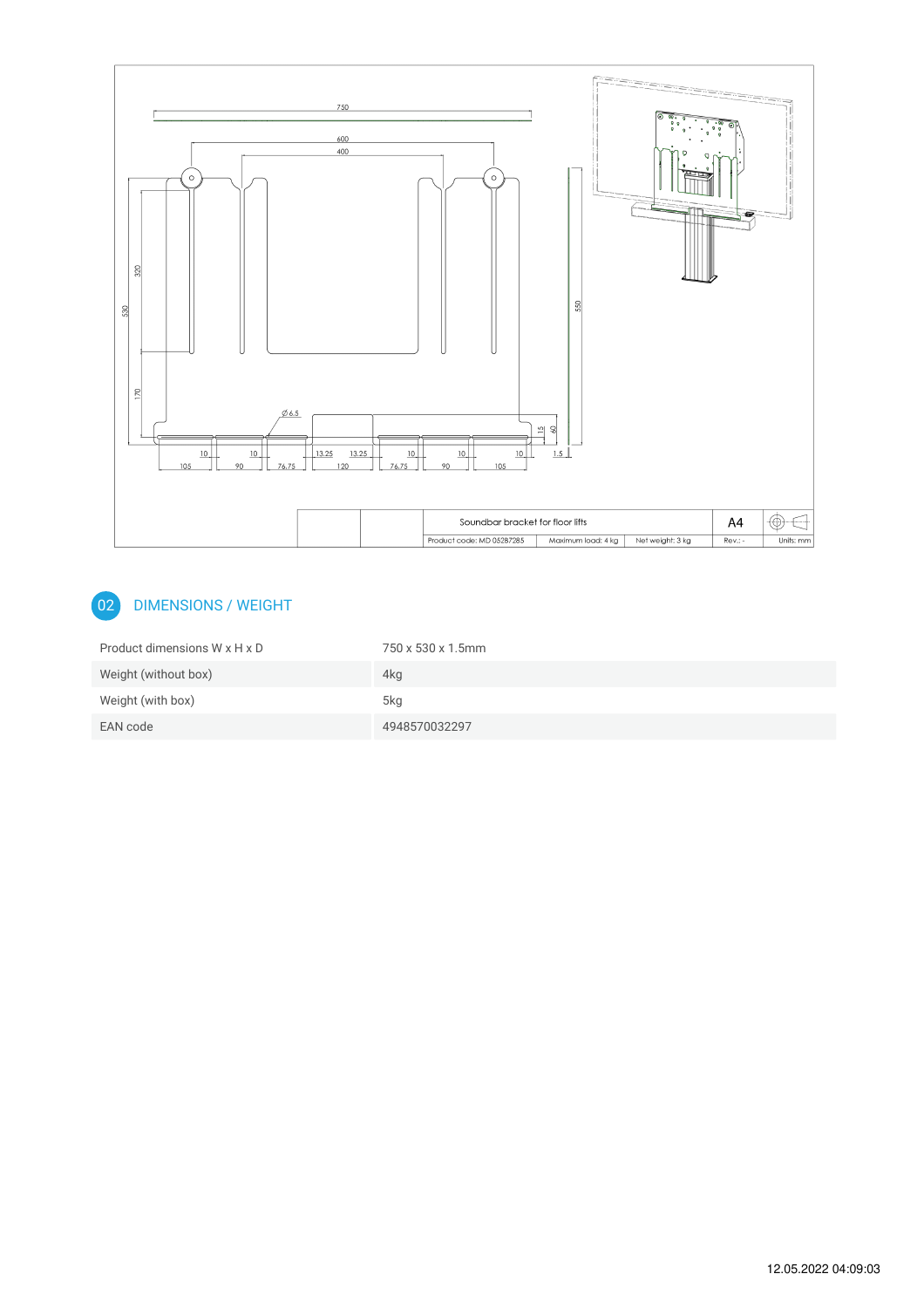750

600

400

320

530

170

550

Ø 6.5

15

60

10 10 13.25 13.25 10 10 10 1.5

105 90 76.75 120 76.75 90 105

| | | | | | |
|---|---|---|---|---|---|
| | | Soundbar bracket for floor lifts | | | A4 |
| | | Product code: MD 05287285 | Maximum load: 4 kg | Net weight: 3 kg | Rev.: - | Units: mm |

## 02 DIMENSIONS / WEIGHT

| | |
|---|---|
| Product dimensions W x H x D | 750 x 530 x 1.5mm |
| Weight (without box) | 4kg |
| Weight (with box) | 5kg |
| EAN code | 4948570032297 |

12.05.2022 04:09:03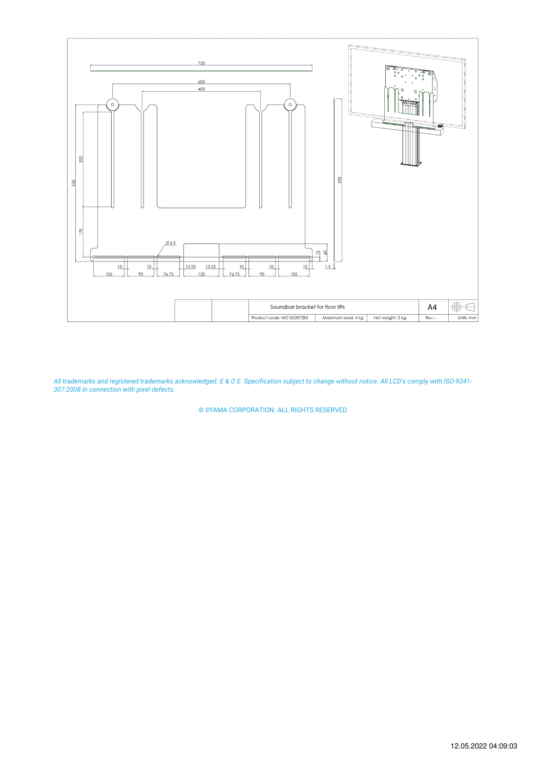750

600

400

320

530

170

550

Ø 6.5

15

60

10 10 13.25 13.25 10 10 10 1.5

105 90 76.75 120 76.75 90 105

| | | | | | | |
|---|---|---|---|---|---|---|
| | | Soundbar bracket for floor lifts | | | A4 | |
| | | Product code: MD 05287285 | Maximum load: 4 kg | Net weight: 3 kg | Rev.: - | Units: mm |

*All trademarks and registered trademarks acknowledged. E & O E. Specification subject to change without notice. All LCD's comply with ISO-9241-307:2008 in connection with pixel defects.*

© IIYAMA CORPORATION. ALL RIGHTS RESERVED

12.05.2022 04:09:03